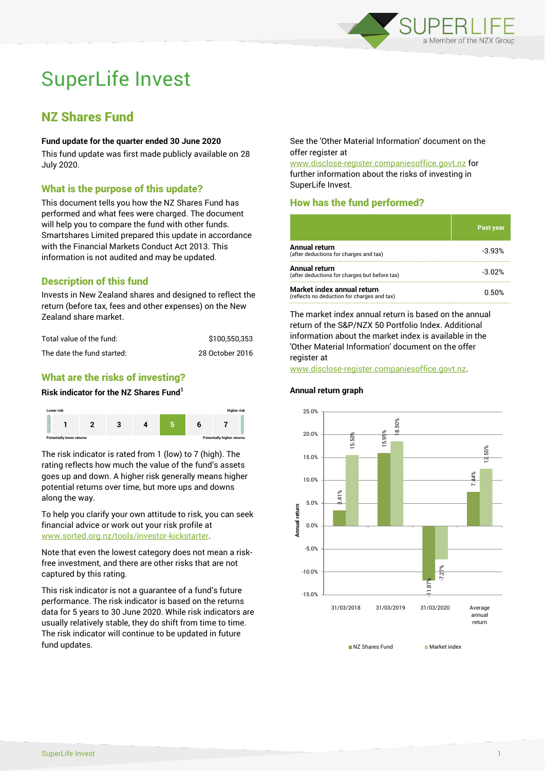# SuperLife Invest

## NZ Shares Fund

**Fund update for the quarter ended 30 June 2020**

This fund update was first made publicly available on 28 July 2020.

### What is the purpose of this update?

This document tells you how the NZ Shares Fund has performed and what fees were charged. The document will help you to compare the fund with other funds. Smartshares Limited prepared this update in accordance with the Financial Markets Conduct Act 2013. This information is not audited and may be updated.

### Description of this fund

Invests in New Zealand shares and designed to reflect the return (before tax, fees and other expenses) on the New Zealand share market.

| | |
|---|---|
| Total value of the fund: | $100,550,353 |
| The date the fund started: | 28 October 2016 |

### What are the risks of investing?

**Risk indicator for the NZ Shares Fund[1]**

| Lower risk | | | | | | Higher risk |
|---|---|---|---|---|---|---|
| 1 | 2 | 3 | 4 | **5** | 6 | 7 |
| Potentially lower returns | | | | | | Potentially higher returns |

The risk indicator is rated from 1 (low) to 7 (high). The rating reflects how much the value of the fund's assets goes up and down. A higher risk generally means higher potential returns over time, but more ups and downs along the way.

To help you clarify your own attitude to risk, you can seek financial advice or work out your risk profile at www.sorted.org.nz/tools/investor-kickstarter.

Note that even the lowest category does not mean a risk-free investment, and there are other risks that are not captured by this rating.

This risk indicator is not a guarantee of a fund's future performance. The risk indicator is based on the returns data for 5 years to 30 June 2020. While risk indicators are usually relatively stable, they do shift from time to time. The risk indicator will continue to be updated in future fund updates.

See the 'Other Material Information' document on the offer register at www.disclose-register.companiesoffice.govt.nz for further information about the risks of investing in SuperLife Invest.

### How has the fund performed?

| | Past year |
|---|---|
| **Annual return** (after deductions for charges and tax) | -3.93% |
| **Annual return** (after deductions for charges but before tax) | -3.02% |
| **Market index annual return** (reflects no deduction for charges and tax) | 0.50% |

The market index annual return is based on the annual return of the S&P/NZX 50 Portfolio Index. Additional information about the market index is available in the 'Other Material Information' document on the offer register at www.disclose-register.companiesoffice.govt.nz.

**Annual return graph**

| | NZ Shares Fund | Market index |
|---|---|---|
| 31/03/2018 | 3.41% | 15.50% |
| 31/03/2019 | 15.95% | 18.50% |
| 31/03/2020 | -11.87% | -7.27% |
| Average annual return | 7.44% | 12.50% |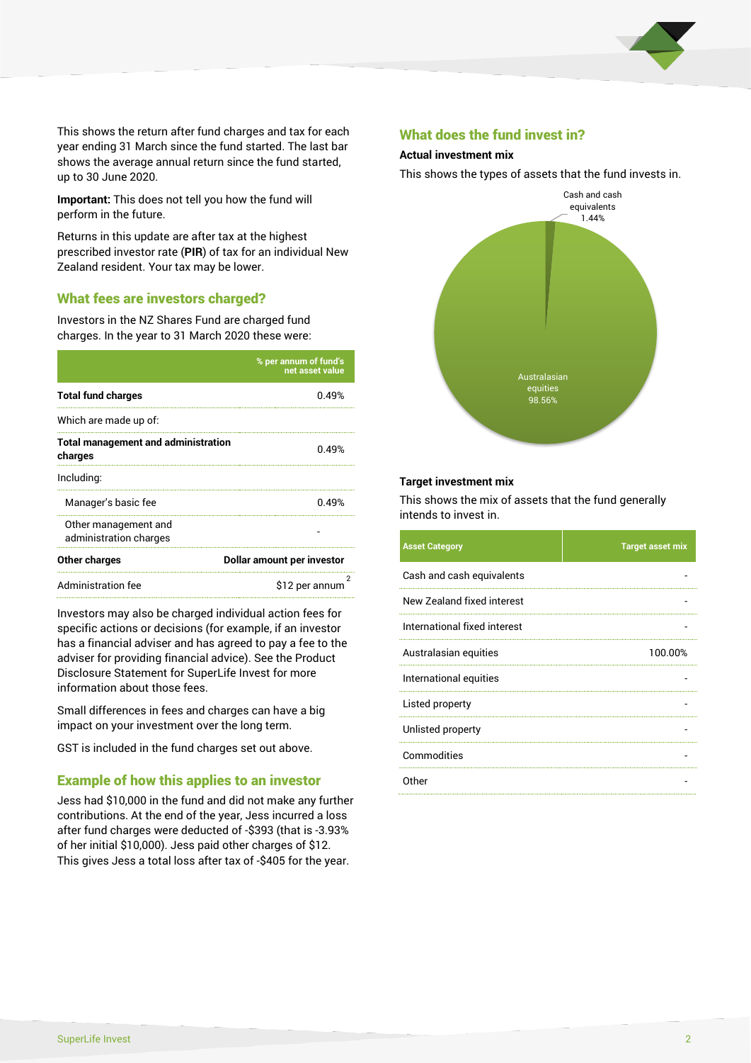This shows the return after fund charges and tax for each year ending 31 March since the fund started. The last bar shows the average annual return since the fund started, up to 30 June 2020.

**Important:** This does not tell you how the fund will perform in the future.

Returns in this update are after tax at the highest prescribed investor rate (**PIR**) of tax for an individual New Zealand resident. Your tax may be lower.

## What fees are investors charged?

Investors in the NZ Shares Fund are charged fund charges. In the year to 31 March 2020 these were:

| | % per annum of fund's net asset value |
|---|---|
| **Total fund charges** | 0.49% |
| Which are made up of: | |
| **Total management and administration charges** | 0.49% |
| Including: | |
| Manager's basic fee | 0.49% |
| Other management and administration charges | - |
| **Other charges** | **Dollar amount per investor** |
| Administration fee | $12 per annum[2] |

Investors may also be charged individual action fees for specific actions or decisions (for example, if an investor has a financial adviser and has agreed to pay a fee to the adviser for providing financial advice). See the Product Disclosure Statement for SuperLife Invest for more information about those fees.

Small differences in fees and charges can have a big impact on your investment over the long term.

GST is included in the fund charges set out above.

## Example of how this applies to an investor

Jess had $10,000 in the fund and did not make any further contributions. At the end of the year, Jess incurred a loss after fund charges were deducted of -$393 (that is -3.93% of her initial $10,000). Jess paid other charges of $12. This gives Jess a total loss after tax of -$405 for the year.

## What does the fund invest in?

### Actual investment mix

This shows the types of assets that the fund invests in.

Cash and cash equivalents 1.44%

Australasian equities 98.56%

### Target investment mix

This shows the mix of assets that the fund generally intends to invest in.

| Asset Category | Target asset mix |
|---|---|
| Cash and cash equivalents | - |
| New Zealand fixed interest | - |
| International fixed interest | - |
| Australasian equities | 100.00% |
| International equities | - |
| Listed property | - |
| Unlisted property | - |
| Commodities | - |
| Other | - |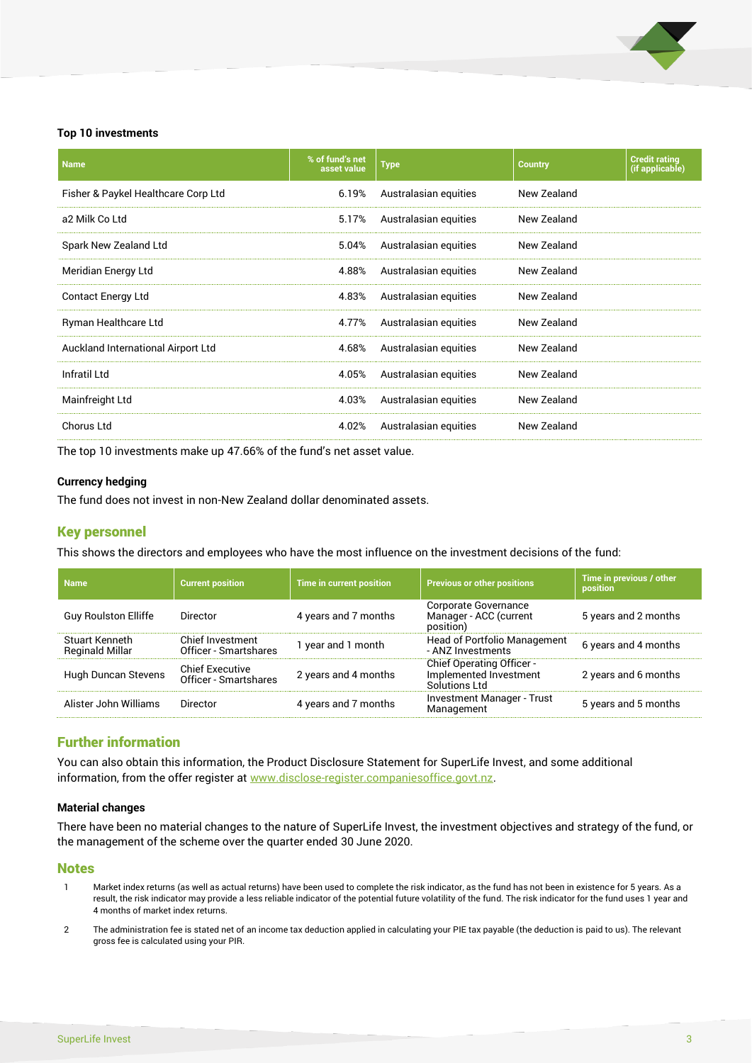### Top 10 investments

| Name | % of fund's net asset value | Type | Country | Credit rating (if applicable) |
|---|---|---|---|---|
| Fisher & Paykel Healthcare Corp Ltd | 6.19% | Australasian equities | New Zealand | |
| a2 Milk Co Ltd | 5.17% | Australasian equities | New Zealand | |
| Spark New Zealand Ltd | 5.04% | Australasian equities | New Zealand | |
| Meridian Energy Ltd | 4.88% | Australasian equities | New Zealand | |
| Contact Energy Ltd | 4.83% | Australasian equities | New Zealand | |
| Ryman Healthcare Ltd | 4.77% | Australasian equities | New Zealand | |
| Auckland International Airport Ltd | 4.68% | Australasian equities | New Zealand | |
| Infratil Ltd | 4.05% | Australasian equities | New Zealand | |
| Mainfreight Ltd | 4.03% | Australasian equities | New Zealand | |
| Chorus Ltd | 4.02% | Australasian equities | New Zealand | |

The top 10 investments make up 47.66% of the fund's net asset value.

### Currency hedging

The fund does not invest in non-New Zealand dollar denominated assets.

## Key personnel

This shows the directors and employees who have the most influence on the investment decisions of the fund:

| Name | Current position | Time in current position | Previous or other positions | Time in previous / other position |
|---|---|---|---|---|
| Guy Roulston Elliffe | Director | 4 years and 7 months | Corporate Governance Manager - ACC (current position) | 5 years and 2 months |
| Stuart Kenneth Reginald Millar | Chief Investment Officer - Smartshares | 1 year and 1 month | Head of Portfolio Management - ANZ Investments | 6 years and 4 months |
| Hugh Duncan Stevens | Chief Executive Officer - Smartshares | 2 years and 4 months | Chief Operating Officer - Implemented Investment Solutions Ltd | 2 years and 6 months |
| Alister John Williams | Director | 4 years and 7 months | Investment Manager - Trust Management | 5 years and 5 months |

## Further information

You can also obtain this information, the Product Disclosure Statement for SuperLife Invest, and some additional information, from the offer register at www.disclose-register.companiesoffice.govt.nz.

### Material changes

There have been no material changes to the nature of SuperLife Invest, the investment objectives and strategy of the fund, or the management of the scheme over the quarter ended 30 June 2020.

## Notes

1. Market index returns (as well as actual returns) have been used to complete the risk indicator, as the fund has not been in existence for 5 years. As a result, the risk indicator may provide a less reliable indicator of the potential future volatility of the fund. The risk indicator for the fund uses 1 year and 4 months of market index returns.
2. The administration fee is stated net of an income tax deduction applied in calculating your PIE tax payable (the deduction is paid to us). The relevant gross fee is calculated using your PIR.